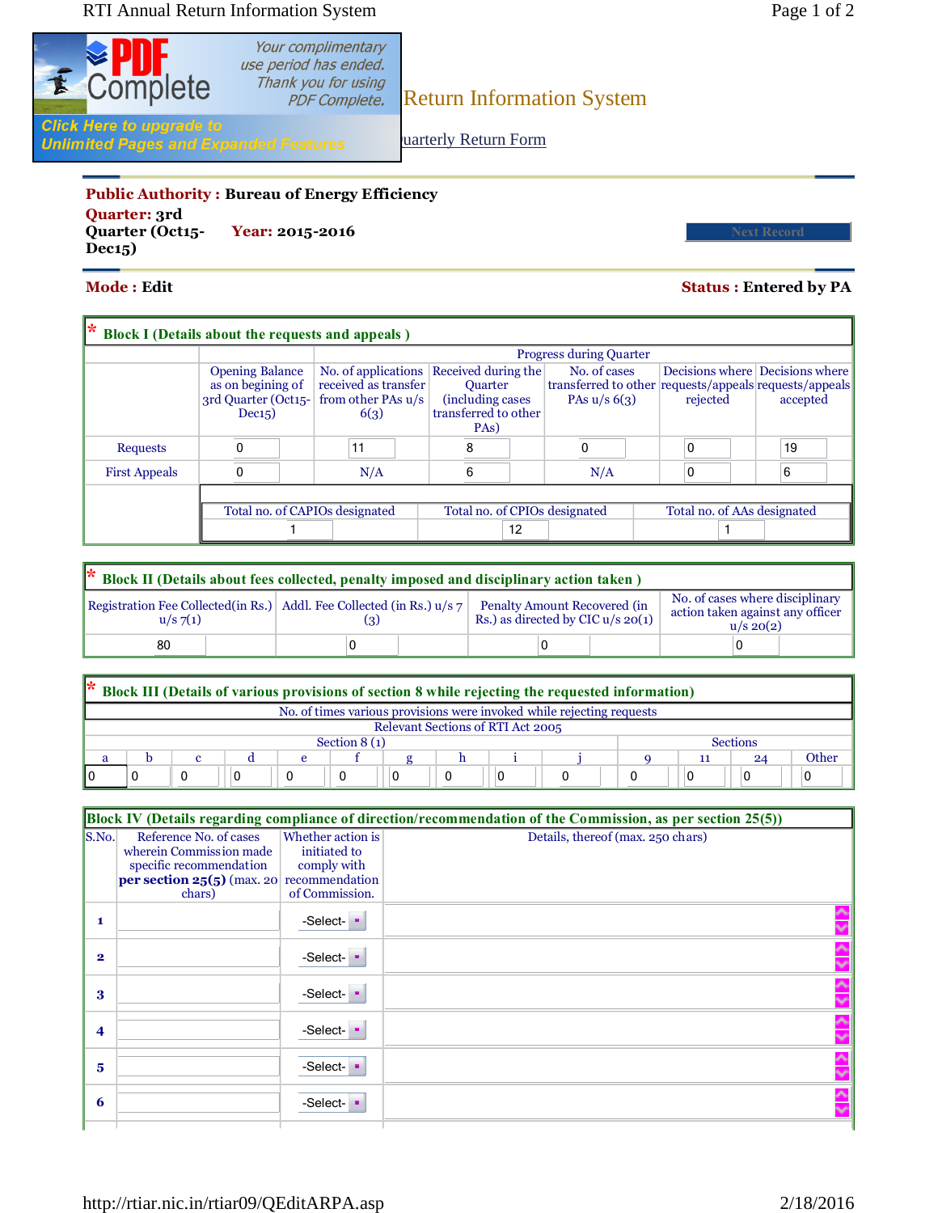# Return Information System

uarterly Return Form

**Public Authority : Bureau of Energy Efficiency**

**Quarter: 3rd Quarter (Oct15-Dec15)** **Year: 2015-2016**

Next Record

**Mode : Edit** **Status : Entered by PA**

## * Block I (Details about the requests and appeals )

| | Opening Balance as on begining of 3rd Quarter (Oct15-Dec15) | Progress during Quarter | | | | |
|---|---|---|---|---|---|---|
| | | No. of applications received as transfer from other PAs u/s 6(3) | Received during the Quarter (including cases transferred to other PAs) | No. of cases transferred to other PAs u/s 6(3) | Decisions where requests/appeals rejected | Decisions where requests/appeals accepted |
| Requests | 0 | 11 | 8 | 0 | 0 | 19 |
| First Appeals | 0 | N/A | 6 | N/A | 0 | 6 |

| Total no. of CAPIOs designated | Total no. of CPIOs designated | Total no. of AAs designated |
|---|---|---|
| 1 | 12 | 1 |

## * Block II (Details about fees collected, penalty imposed and disciplinary action taken )

| Registration Fee Collected(in Rs.) u/s 7(1) | Addl. Fee Collected (in Rs.) u/s 7 (3) | Penalty Amount Recovered (in Rs.) as directed by CIC u/s 20(1) | No. of cases where disciplinary action taken against any officer u/s 20(2) |
|---|---|---|---|
| 80 | 0 | 0 | 0 |

## * Block III (Details of various provisions of section 8 while rejecting the requested information)

No. of times various provisions were invoked while rejecting requests

Relevant Sections of RTI Act 2005

| Section 8 (1) | | | | | | | | | | Sections | | | |
|---|---|---|---|---|---|---|---|---|---|---|---|---|---|
| a | b | c | d | e | f | g | h | i | j | 9 | 11 | 24 | Other |
| 0 | 0 | 0 | 0 | 0 | 0 | 0 | 0 | 0 | 0 | 0 | 0 | 0 | 0 |

## Block IV (Details regarding compliance of direction/recommendation of the Commission, as per section 25(5))

| S.No. | Reference No. of cases wherein Commission made specific recommendation **per section 25(5)** (max. 20 chars) | Whether action is initiated to comply with recommendation of Commission. | Details, thereof (max. 250 chars) |
|---|---|---|---|
| 1 | | -Select- | |
| 2 | | -Select- | |
| 3 | | -Select- | |
| 4 | | -Select- | |
| 5 | | -Select- | |
| 6 | | -Select- | |

http://rtiar.nic.in/rtiar09/QEditARPA.asp 2/18/2016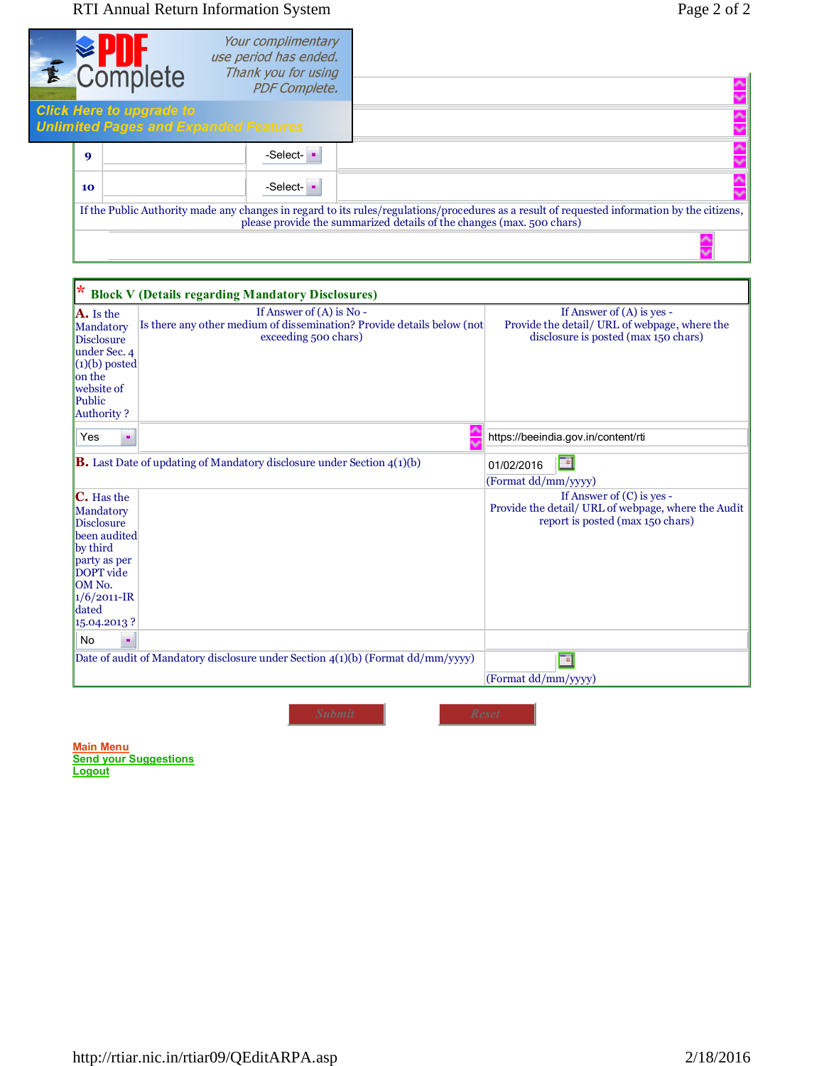| | | | |
|---|---|---|---|
| 9 | | -Select- | |
| 10 | | -Select- | |

If the Public Authority made any changes in regard to its rules/regulations/procedures as a result of requested information by the citizens, please provide the summarized details of the changes (max. 500 chars)

**\* Block V (Details regarding Mandatory Disclosures)**

| **A.** Is the Mandatory Disclosure under Sec. 4 (1)(b) posted on the website of Public Authority ? | If Answer of (A) is No - Is there any other medium of dissemination? Provide details below (not exceeding 500 chars) | If Answer of (A) is yes - Provide the detail/ URL of webpage, where the disclosure is posted (max 150 chars) |
|---|---|---|
| Yes | | https://beeindia.gov.in/content/rti |
| **B.** Last Date of updating of Mandatory disclosure under Section 4(1)(b) | | 01/02/2016 (Format dd/mm/yyyy) |
| **C.** Has the Mandatory Disclosure been audited by third party as per DOPT vide OM No. 1/6/2011-IR dated 15.04.2013 ? | | If Answer of (C) is yes - Provide the detail/ URL of webpage, where the Audit report is posted (max 150 chars) |
| No | | |
| Date of audit of Mandatory disclosure under Section 4(1)(b) (Format dd/mm/yyyy) | | (Format dd/mm/yyyy) |

Submit Reset

Main Menu
Send your Suggestions
Logout